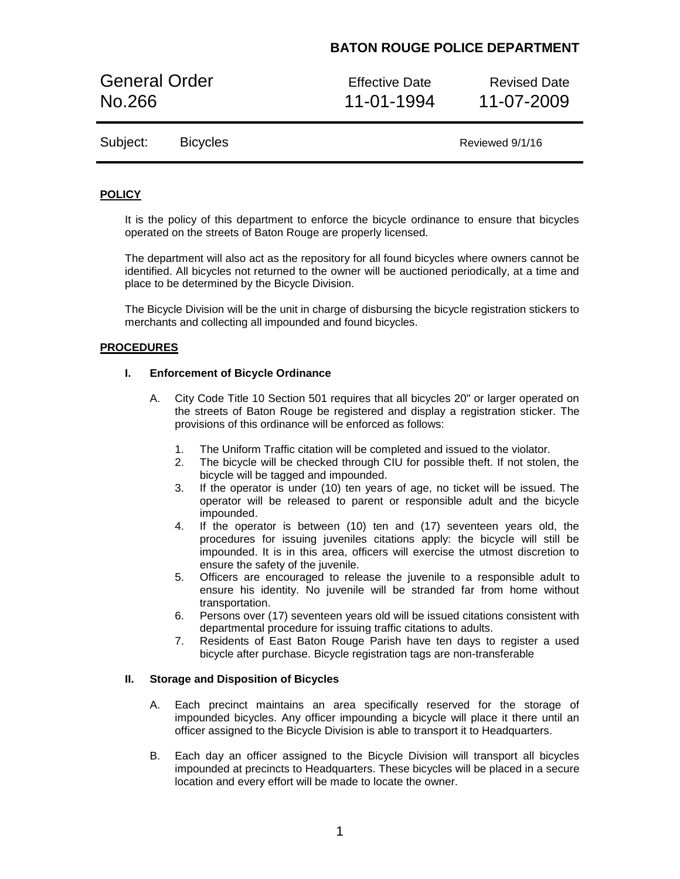# BATON ROUGE POLICE DEPARTMENT

| General Order | Effective Date | Revised Date |
| --- | --- | --- |
| No.266 | 11-01-1994 | 11-07-2009 |

Subject: Bicycles — Reviewed 9/1/16

## POLICY

It is the policy of this department to enforce the bicycle ordinance to ensure that bicycles operated on the streets of Baton Rouge are properly licensed.

The department will also act as the repository for all found bicycles where owners cannot be identified. All bicycles not returned to the owner will be auctioned periodically, at a time and place to be determined by the Bicycle Division.

The Bicycle Division will be the unit in charge of disbursing the bicycle registration stickers to merchants and collecting all impounded and found bicycles.

## PROCEDURES

### I. Enforcement of Bicycle Ordinance

A. City Code Title 10 Section 501 requires that all bicycles 20" or larger operated on the streets of Baton Rouge be registered and display a registration sticker. The provisions of this ordinance will be enforced as follows:

1. The Uniform Traffic citation will be completed and issued to the violator.
2. The bicycle will be checked through CIU for possible theft. If not stolen, the bicycle will be tagged and impounded.
3. If the operator is under (10) ten years of age, no ticket will be issued. The operator will be released to parent or responsible adult and the bicycle impounded.
4. If the operator is between (10) ten and (17) seventeen years old, the procedures for issuing juveniles citations apply: the bicycle will still be impounded. It is in this area, officers will exercise the utmost discretion to ensure the safety of the juvenile.
5. Officers are encouraged to release the juvenile to a responsible adult to ensure his identity. No juvenile will be stranded far from home without transportation.
6. Persons over (17) seventeen years old will be issued citations consistent with departmental procedure for issuing traffic citations to adults.
7. Residents of East Baton Rouge Parish have ten days to register a used bicycle after purchase. Bicycle registration tags are non-transferable

### II. Storage and Disposition of Bicycles

A. Each precinct maintains an area specifically reserved for the storage of impounded bicycles. Any officer impounding a bicycle will place it there until an officer assigned to the Bicycle Division is able to transport it to Headquarters.

B. Each day an officer assigned to the Bicycle Division will transport all bicycles impounded at precincts to Headquarters. These bicycles will be placed in a secure location and every effort will be made to locate the owner.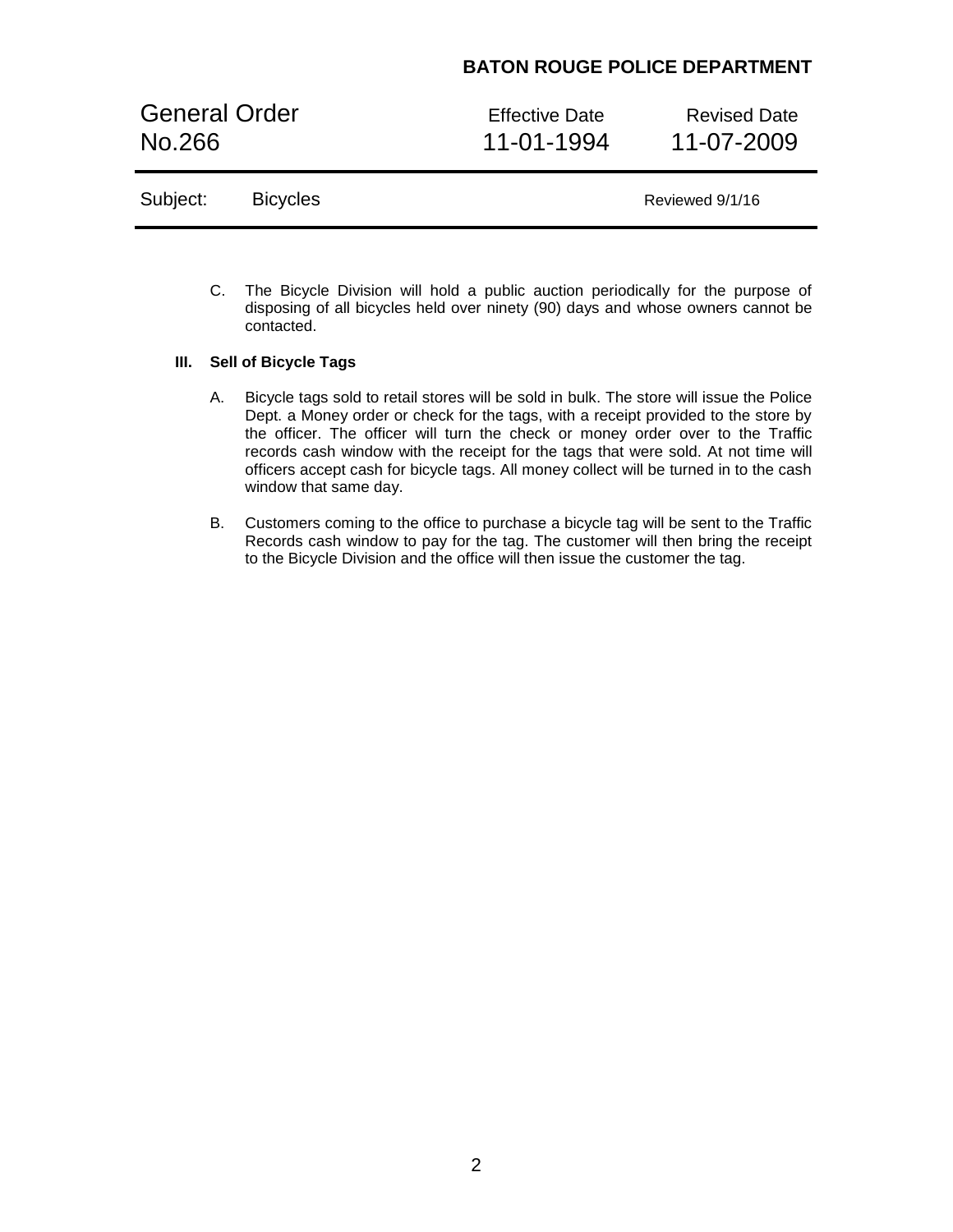C. The Bicycle Division will hold a public auction periodically for the purpose of disposing of all bicycles held over ninety (90) days and whose owners cannot be contacted.

### III. Sell of Bicycle Tags

A. Bicycle tags sold to retail stores will be sold in bulk. The store will issue the Police Dept. a Money order or check for the tags, with a receipt provided to the store by the officer. The officer will turn the check or money order over to the Traffic records cash window with the receipt for the tags that were sold. At not time will officers accept cash for bicycle tags. All money collect will be turned in to the cash window that same day.

B. Customers coming to the office to purchase a bicycle tag will be sent to the Traffic Records cash window to pay for the tag. The customer will then bring the receipt to the Bicycle Division and the office will then issue the customer the tag.